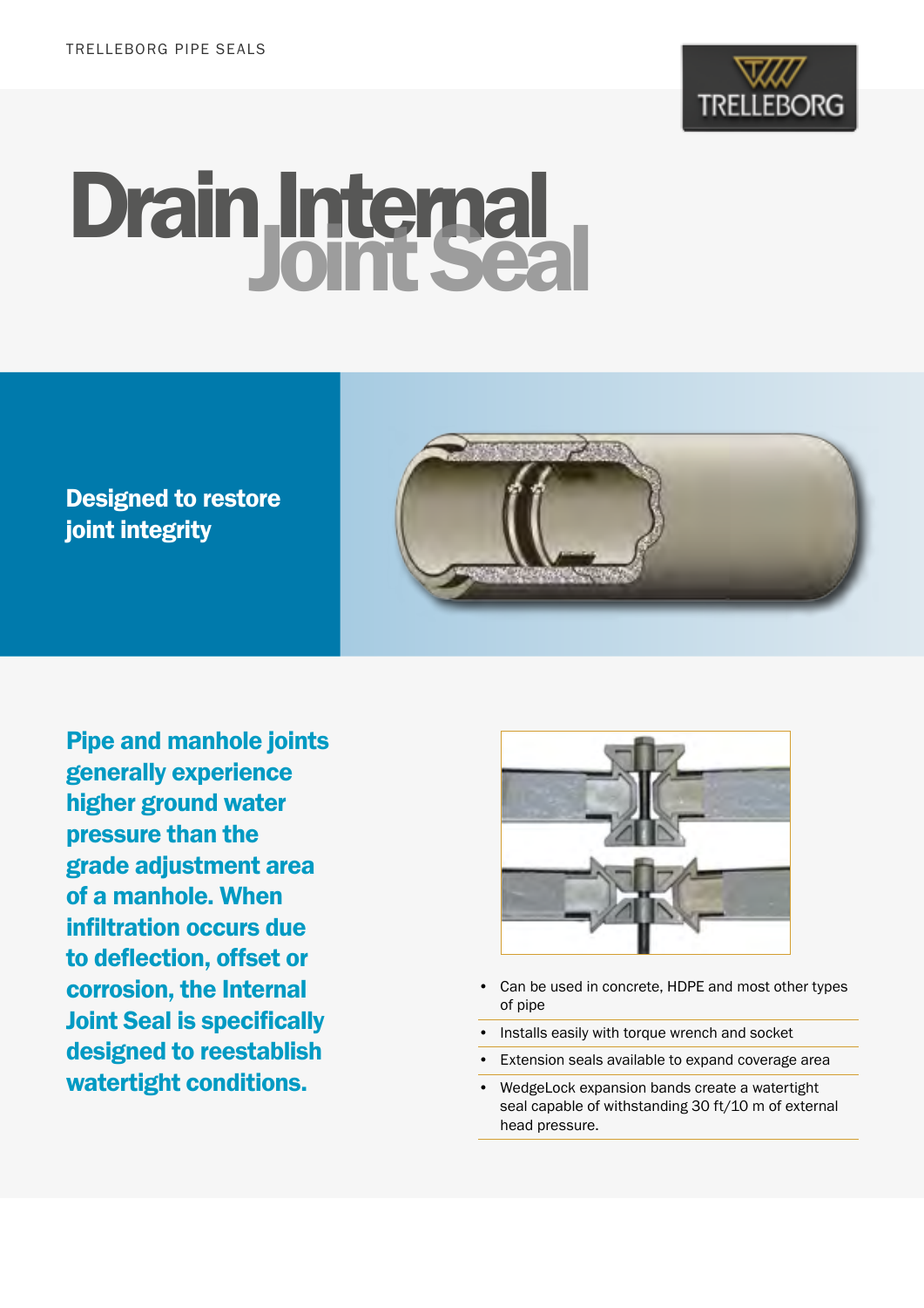# Drain Internal Joint Seal

**Designed to restore joint integrity**

**Pipe and manhole joints generally experience higher ground water pressure than the grade adjustment area of a manhole. When infiltration occurs due to deflection, offset or corrosion, the Internal Joint Seal is specifically designed to reestablish watertight conditions.**

- Can be used in concrete, HDPE and most other types of pipe
- Installs easily with torque wrench and socket
- Extension seals available to expand coverage area
- WedgeLock expansion bands create a watertight seal capable of withstanding 30 ft/10 m of external head pressure.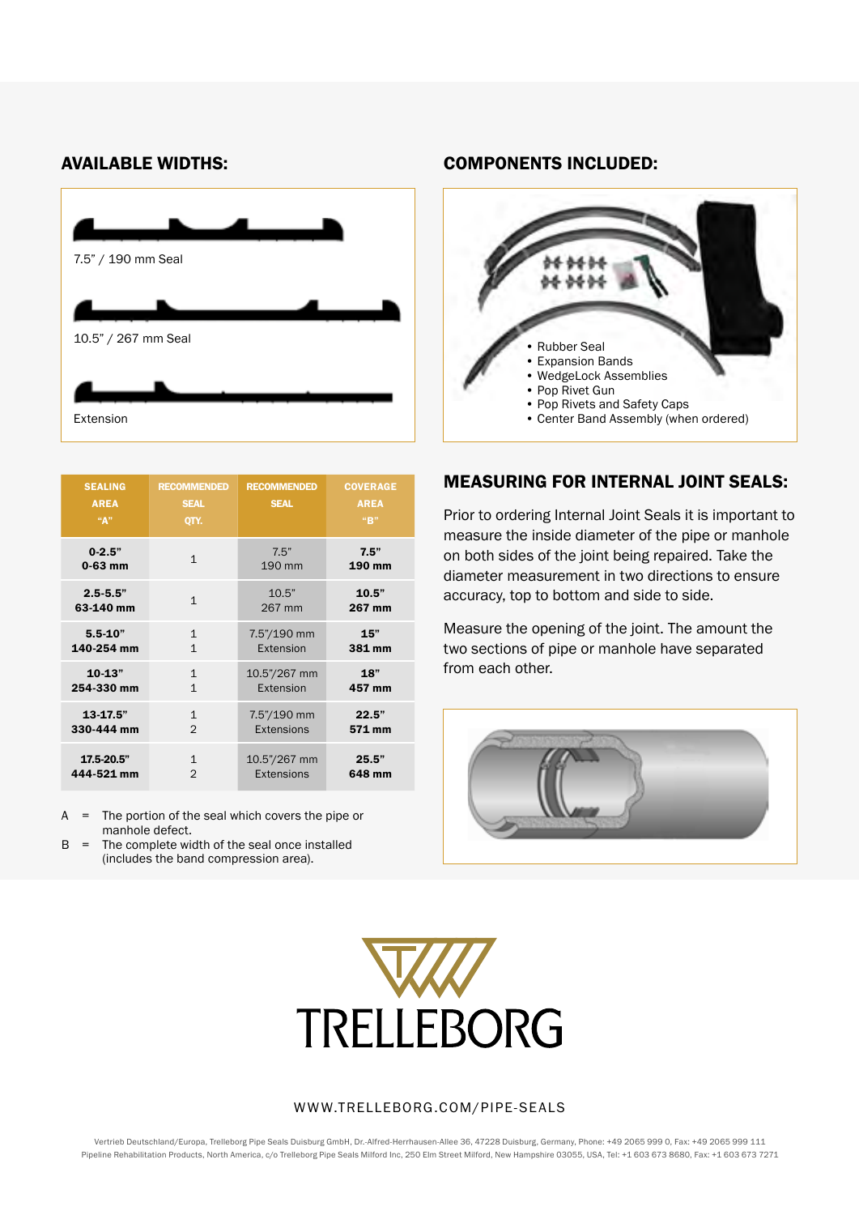## AVAILABLE WIDTHS:

7.5" / 190 mm Seal

10.5" / 267 mm Seal

Extension

## COMPONENTS INCLUDED:

- Rubber Seal
- Expansion Bands
- WedgeLock Assemblies
- Pop Rivet Gun
- Pop Rivets and Safety Caps
- Center Band Assembly (when ordered)

| SEALING AREA "A" | RECOMMENDED SEAL QTY. | RECOMMENDED SEAL | COVERAGE AREA "B" |
|---|---|---|---|
| **0-2.5"**<br>**0-63 mm** | 1 | 7.5"<br>190 mm | **7.5"**<br>**190 mm** |
| **2.5-5.5"**<br>**63-140 mm** | 1 | 10.5"<br>267 mm | **10.5"**<br>**267 mm** |
| **5.5-10"**<br>**140-254 mm** | 1<br>1 | 7.5"/190 mm<br>Extension | **15"**<br>**381 mm** |
| **10-13"**<br>**254-330 mm** | 1<br>1 | 10.5"/267 mm<br>Extension | **18"**<br>**457 mm** |
| **13-17.5"**<br>**330-444 mm** | 1<br>2 | 7.5"/190 mm<br>Extensions | **22.5"**<br>**571 mm** |
| **17.5-20.5"**<br>**444-521 mm** | 1<br>2 | 10.5"/267 mm<br>Extensions | **25.5"**<br>**648 mm** |

A = The portion of the seal which covers the pipe or manhole defect.
B = The complete width of the seal once installed (includes the band compression area).

## MEASURING FOR INTERNAL JOINT SEALS:

Prior to ordering Internal Joint Seals it is important to measure the inside diameter of the pipe or manhole on both sides of the joint being repaired. Take the diameter measurement in two directions to ensure accuracy, top to bottom and side to side.

Measure the opening of the joint. The amount the two sections of pipe or manhole have separated from each other.

TRELLEBORG

WWW.TRELLEBORG.COM/PIPE-SEALS

Vertrieb Deutschland/Europa, Trelleborg Pipe Seals Duisburg GmbH, Dr.-Alfred-Herrhausen-Allee 36, 47228 Duisburg, Germany, Phone: +49 2065 999 0, Fax: +49 2065 999 111
Pipeline Rehabilitation Products, North America, c/o Trelleborg Pipe Seals Milford Inc, 250 Elm Street Milford, New Hampshire 03055, USA, Tel: +1 603 673 8680, Fax: +1 603 673 7271